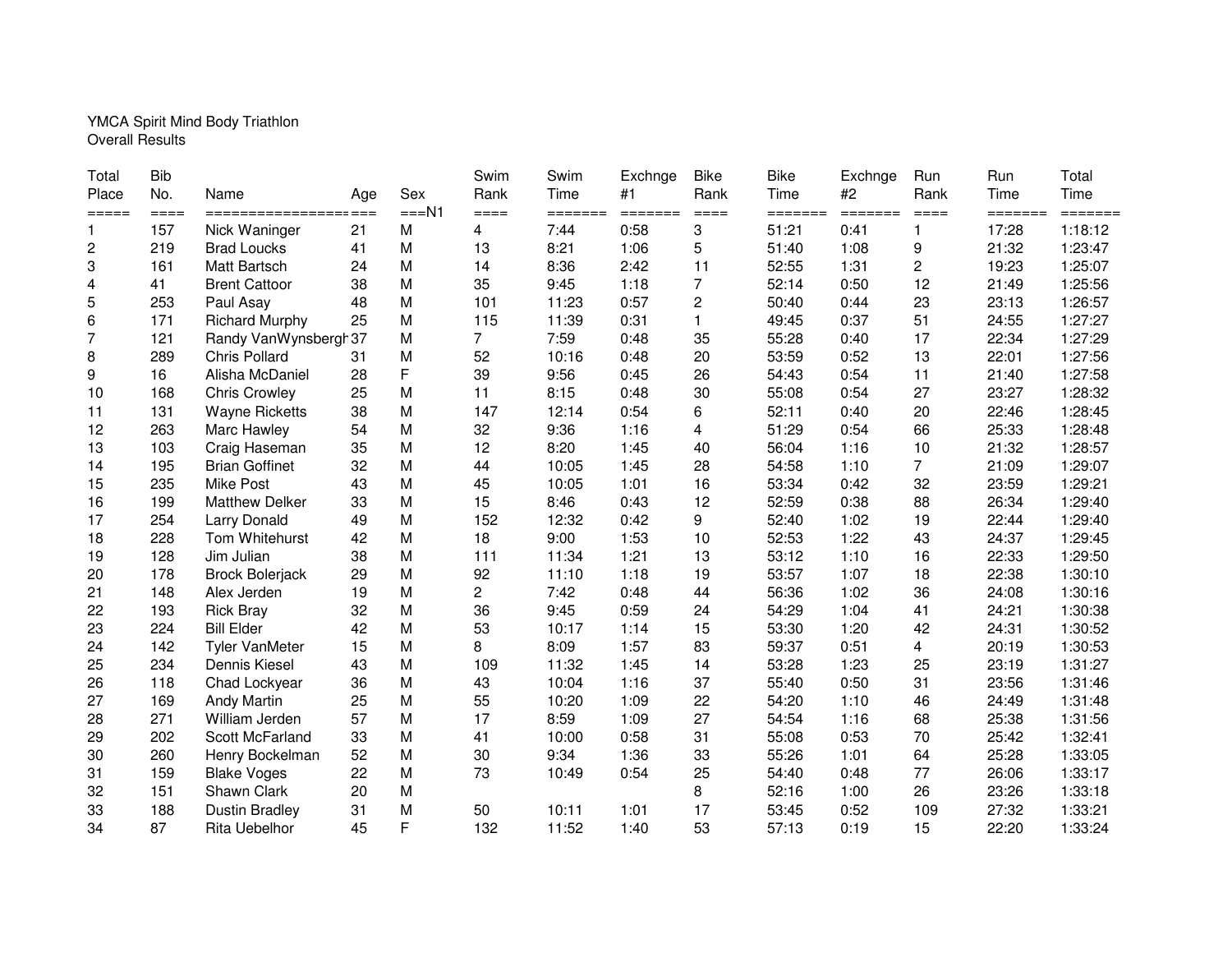YMCA Spirit Mind Body Triathlon
Overall Results

| Total Place | Bib No. | Name | Age | Sex | Swim Rank | Swim Time | Exchnge #1 | Bike Rank | Bike Time | Exchnge #2 | Run Rank | Run Time | Total Time |
|---|---|---|---|---|---|---|---|---|---|---|---|---|---|
| ===== | ==== | ================== | === | ===N1 | ==== | ======= | ======= | ==== | ======= | ======= | ==== | ======= | ======= |
| 1 | 157 | Nick Waninger | 21 | M | 4 | 7:44 | 0:58 | 3 | 51:21 | 0:41 | 1 | 17:28 | 1:18:12 |
| 2 | 219 | Brad Loucks | 41 | M | 13 | 8:21 | 1:06 | 5 | 51:40 | 1:08 | 9 | 21:32 | 1:23:47 |
| 3 | 161 | Matt Bartsch | 24 | M | 14 | 8:36 | 2:42 | 11 | 52:55 | 1:31 | 2 | 19:23 | 1:25:07 |
| 4 | 41 | Brent Cattoor | 38 | M | 35 | 9:45 | 1:18 | 7 | 52:14 | 0:50 | 12 | 21:49 | 1:25:56 |
| 5 | 253 | Paul Asay | 48 | M | 101 | 11:23 | 0:57 | 2 | 50:40 | 0:44 | 23 | 23:13 | 1:26:57 |
| 6 | 171 | Richard Murphy | 25 | M | 115 | 11:39 | 0:31 | 1 | 49:45 | 0:37 | 51 | 24:55 | 1:27:27 |
| 7 | 121 | Randy VanWynsbergh | 37 | M | 7 | 7:59 | 0:48 | 35 | 55:28 | 0:40 | 17 | 22:34 | 1:27:29 |
| 8 | 289 | Chris Pollard | 31 | M | 52 | 10:16 | 0:48 | 20 | 53:59 | 0:52 | 13 | 22:01 | 1:27:56 |
| 9 | 16 | Alisha McDaniel | 28 | F | 39 | 9:56 | 0:45 | 26 | 54:43 | 0:54 | 11 | 21:40 | 1:27:58 |
| 10 | 168 | Chris Crowley | 25 | M | 11 | 8:15 | 0:48 | 30 | 55:08 | 0:54 | 27 | 23:27 | 1:28:32 |
| 11 | 131 | Wayne Ricketts | 38 | M | 147 | 12:14 | 0:54 | 6 | 52:11 | 0:40 | 20 | 22:46 | 1:28:45 |
| 12 | 263 | Marc Hawley | 54 | M | 32 | 9:36 | 1:16 | 4 | 51:29 | 0:54 | 66 | 25:33 | 1:28:48 |
| 13 | 103 | Craig Haseman | 35 | M | 12 | 8:20 | 1:45 | 40 | 56:04 | 1:16 | 10 | 21:32 | 1:28:57 |
| 14 | 195 | Brian Goffinet | 32 | M | 44 | 10:05 | 1:45 | 28 | 54:58 | 1:10 | 7 | 21:09 | 1:29:07 |
| 15 | 235 | Mike Post | 43 | M | 45 | 10:05 | 1:01 | 16 | 53:34 | 0:42 | 32 | 23:59 | 1:29:21 |
| 16 | 199 | Matthew Delker | 33 | M | 15 | 8:46 | 0:43 | 12 | 52:59 | 0:38 | 88 | 26:34 | 1:29:40 |
| 17 | 254 | Larry Donald | 49 | M | 152 | 12:32 | 0:42 | 9 | 52:40 | 1:02 | 19 | 22:44 | 1:29:40 |
| 18 | 228 | Tom Whitehurst | 42 | M | 18 | 9:00 | 1:53 | 10 | 52:53 | 1:22 | 43 | 24:37 | 1:29:45 |
| 19 | 128 | Jim Julian | 38 | M | 111 | 11:34 | 1:21 | 13 | 53:12 | 1:10 | 16 | 22:33 | 1:29:50 |
| 20 | 178 | Brock Bolerjack | 29 | M | 92 | 11:10 | 1:18 | 19 | 53:57 | 1:07 | 18 | 22:38 | 1:30:10 |
| 21 | 148 | Alex Jerden | 19 | M | 2 | 7:42 | 0:48 | 44 | 56:36 | 1:02 | 36 | 24:08 | 1:30:16 |
| 22 | 193 | Rick Bray | 32 | M | 36 | 9:45 | 0:59 | 24 | 54:29 | 1:04 | 41 | 24:21 | 1:30:38 |
| 23 | 224 | Bill Elder | 42 | M | 53 | 10:17 | 1:14 | 15 | 53:30 | 1:20 | 42 | 24:31 | 1:30:52 |
| 24 | 142 | Tyler VanMeter | 15 | M | 8 | 8:09 | 1:57 | 83 | 59:37 | 0:51 | 4 | 20:19 | 1:30:53 |
| 25 | 234 | Dennis Kiesel | 43 | M | 109 | 11:32 | 1:45 | 14 | 53:28 | 1:23 | 25 | 23:19 | 1:31:27 |
| 26 | 118 | Chad Lockyear | 36 | M | 43 | 10:04 | 1:16 | 37 | 55:40 | 0:50 | 31 | 23:56 | 1:31:46 |
| 27 | 169 | Andy Martin | 25 | M | 55 | 10:20 | 1:09 | 22 | 54:20 | 1:10 | 46 | 24:49 | 1:31:48 |
| 28 | 271 | William Jerden | 57 | M | 17 | 8:59 | 1:09 | 27 | 54:54 | 1:16 | 68 | 25:38 | 1:31:56 |
| 29 | 202 | Scott McFarland | 33 | M | 41 | 10:00 | 0:58 | 31 | 55:08 | 0:53 | 70 | 25:42 | 1:32:41 |
| 30 | 260 | Henry Bockelman | 52 | M | 30 | 9:34 | 1:36 | 33 | 55:26 | 1:01 | 64 | 25:28 | 1:33:05 |
| 31 | 159 | Blake Voges | 22 | M | 73 | 10:49 | 0:54 | 25 | 54:40 | 0:48 | 77 | 26:06 | 1:33:17 |
| 32 | 151 | Shawn Clark | 20 | M | | | | 8 | 52:16 | 1:00 | 26 | 23:26 | 1:33:18 |
| 33 | 188 | Dustin Bradley | 31 | M | 50 | 10:11 | 1:01 | 17 | 53:45 | 0:52 | 109 | 27:32 | 1:33:21 |
| 34 | 87 | Rita Uebelhor | 45 | F | 132 | 11:52 | 1:40 | 53 | 57:13 | 0:19 | 15 | 22:20 | 1:33:24 |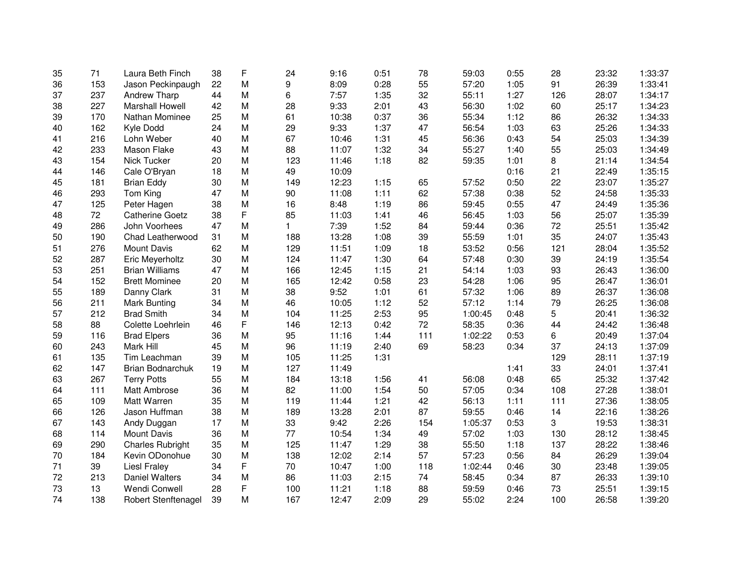| | | | | | | | | | | | | | |
|---|---|---|---|---|---|---|---|---|---|---|---|---|---|
| 35 | 71 | Laura Beth Finch | 38 | F | 24 | 9:16 | 0:51 | 78 | 59:03 | 0:55 | 28 | 23:32 | 1:33:37 |
| 36 | 153 | Jason Peckinpaugh | 22 | M | 9 | 8:09 | 0:28 | 55 | 57:20 | 1:05 | 91 | 26:39 | 1:33:41 |
| 37 | 237 | Andrew Tharp | 44 | M | 6 | 7:57 | 1:35 | 32 | 55:11 | 1:27 | 126 | 28:07 | 1:34:17 |
| 38 | 227 | Marshall Howell | 42 | M | 28 | 9:33 | 2:01 | 43 | 56:30 | 1:02 | 60 | 25:17 | 1:34:23 |
| 39 | 170 | Nathan Mominee | 25 | M | 61 | 10:38 | 0:37 | 36 | 55:34 | 1:12 | 86 | 26:32 | 1:34:33 |
| 40 | 162 | Kyle Dodd | 24 | M | 29 | 9:33 | 1:37 | 47 | 56:54 | 1:03 | 63 | 25:26 | 1:34:33 |
| 41 | 216 | Lohn Weber | 40 | M | 67 | 10:46 | 1:31 | 45 | 56:36 | 0:43 | 54 | 25:03 | 1:34:39 |
| 42 | 233 | Mason Flake | 43 | M | 88 | 11:07 | 1:32 | 34 | 55:27 | 1:40 | 55 | 25:03 | 1:34:49 |
| 43 | 154 | Nick Tucker | 20 | M | 123 | 11:46 | 1:18 | 82 | 59:35 | 1:01 | 8 | 21:14 | 1:34:54 |
| 44 | 146 | Cale O'Bryan | 18 | M | 49 | 10:09 | | | | 0:16 | 21 | 22:49 | 1:35:15 |
| 45 | 181 | Brian Eddy | 30 | M | 149 | 12:23 | 1:15 | 65 | 57:52 | 0:50 | 22 | 23:07 | 1:35:27 |
| 46 | 293 | Tom King | 47 | M | 90 | 11:08 | 1:11 | 62 | 57:38 | 0:38 | 52 | 24:58 | 1:35:33 |
| 47 | 125 | Peter Hagen | 38 | M | 16 | 8:48 | 1:19 | 86 | 59:45 | 0:55 | 47 | 24:49 | 1:35:36 |
| 48 | 72 | Catherine Goetz | 38 | F | 85 | 11:03 | 1:41 | 46 | 56:45 | 1:03 | 56 | 25:07 | 1:35:39 |
| 49 | 286 | John Voorhees | 47 | M | 1 | 7:39 | 1:52 | 84 | 59:44 | 0:36 | 72 | 25:51 | 1:35:42 |
| 50 | 190 | Chad Leatherwood | 31 | M | 188 | 13:28 | 1:08 | 39 | 55:59 | 1:01 | 35 | 24:07 | 1:35:43 |
| 51 | 276 | Mount Davis | 62 | M | 129 | 11:51 | 1:09 | 18 | 53:52 | 0:56 | 121 | 28:04 | 1:35:52 |
| 52 | 287 | Eric Meyerholtz | 30 | M | 124 | 11:47 | 1:30 | 64 | 57:48 | 0:30 | 39 | 24:19 | 1:35:54 |
| 53 | 251 | Brian Williams | 47 | M | 166 | 12:45 | 1:15 | 21 | 54:14 | 1:03 | 93 | 26:43 | 1:36:00 |
| 54 | 152 | Brett Mominee | 20 | M | 165 | 12:42 | 0:58 | 23 | 54:28 | 1:06 | 95 | 26:47 | 1:36:01 |
| 55 | 189 | Danny Clark | 31 | M | 38 | 9:52 | 1:01 | 61 | 57:32 | 1:06 | 89 | 26:37 | 1:36:08 |
| 56 | 211 | Mark Bunting | 34 | M | 46 | 10:05 | 1:12 | 52 | 57:12 | 1:14 | 79 | 26:25 | 1:36:08 |
| 57 | 212 | Brad Smith | 34 | M | 104 | 11:25 | 2:53 | 95 | 1:00:45 | 0:48 | 5 | 20:41 | 1:36:32 |
| 58 | 88 | Colette Loehrlein | 46 | F | 146 | 12:13 | 0:42 | 72 | 58:35 | 0:36 | 44 | 24:42 | 1:36:48 |
| 59 | 116 | Brad Elpers | 36 | M | 95 | 11:16 | 1:44 | 111 | 1:02:22 | 0:53 | 6 | 20:49 | 1:37:04 |
| 60 | 243 | Mark Hill | 45 | M | 96 | 11:19 | 2:40 | 69 | 58:23 | 0:34 | 37 | 24:13 | 1:37:09 |
| 61 | 135 | Tim Leachman | 39 | M | 105 | 11:25 | 1:31 | | | | 129 | 28:11 | 1:37:19 |
| 62 | 147 | Brian Bodnarchuk | 19 | M | 127 | 11:49 | | | | 1:41 | 33 | 24:01 | 1:37:41 |
| 63 | 267 | Terry Potts | 55 | M | 184 | 13:18 | 1:56 | 41 | 56:08 | 0:48 | 65 | 25:32 | 1:37:42 |
| 64 | 111 | Matt Ambrose | 36 | M | 82 | 11:00 | 1:54 | 50 | 57:05 | 0:34 | 108 | 27:28 | 1:38:01 |
| 65 | 109 | Matt Warren | 35 | M | 119 | 11:44 | 1:21 | 42 | 56:13 | 1:11 | 111 | 27:36 | 1:38:05 |
| 66 | 126 | Jason Huffman | 38 | M | 189 | 13:28 | 2:01 | 87 | 59:55 | 0:46 | 14 | 22:16 | 1:38:26 |
| 67 | 143 | Andy Duggan | 17 | M | 33 | 9:42 | 2:26 | 154 | 1:05:37 | 0:53 | 3 | 19:53 | 1:38:31 |
| 68 | 114 | Mount Davis | 36 | M | 77 | 10:54 | 1:34 | 49 | 57:02 | 1:03 | 130 | 28:12 | 1:38:45 |
| 69 | 290 | Charles Rubright | 35 | M | 125 | 11:47 | 1:29 | 38 | 55:50 | 1:18 | 137 | 28:22 | 1:38:46 |
| 70 | 184 | Kevin ODonohue | 30 | M | 138 | 12:02 | 2:14 | 57 | 57:23 | 0:56 | 84 | 26:29 | 1:39:04 |
| 71 | 39 | Liesl Fraley | 34 | F | 70 | 10:47 | 1:00 | 118 | 1:02:44 | 0:46 | 30 | 23:48 | 1:39:05 |
| 72 | 213 | Daniel Walters | 34 | M | 86 | 11:03 | 2:15 | 74 | 58:45 | 0:34 | 87 | 26:33 | 1:39:10 |
| 73 | 13 | Wendi Conwell | 28 | F | 100 | 11:21 | 1:18 | 88 | 59:59 | 0:46 | 73 | 25:51 | 1:39:15 |
| 74 | 138 | Robert Stenftenagel | 39 | M | 167 | 12:47 | 2:09 | 29 | 55:02 | 2:24 | 100 | 26:58 | 1:39:20 |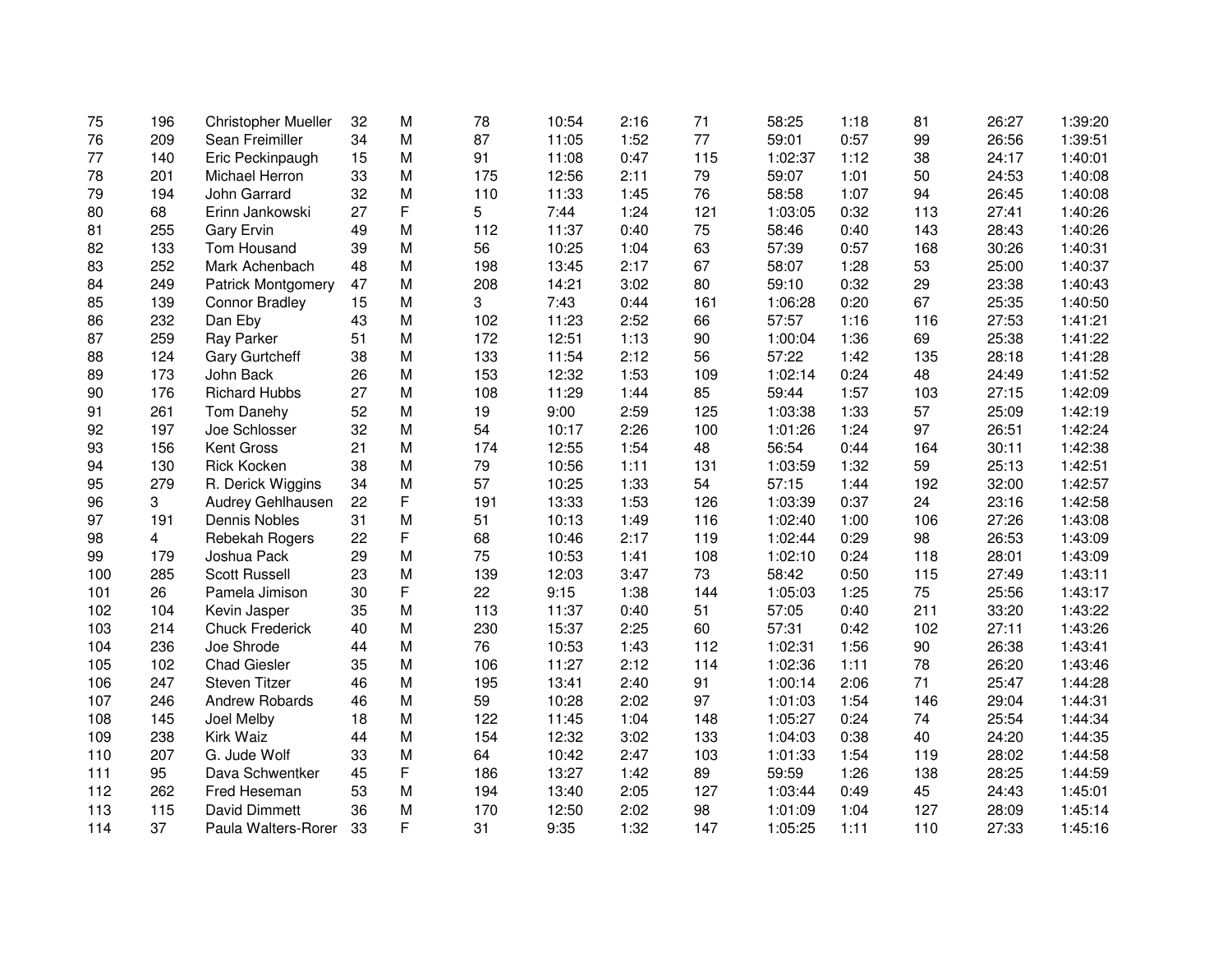| | | | | | | | | | | | | | |
|---|---|---|---|---|---|---|---|---|---|---|---|---|---|
| 75 | 196 | Christopher Mueller | 32 | M | 78 | 10:54 | 2:16 | 71 | 58:25 | 1:18 | 81 | 26:27 | 1:39:20 |
| 76 | 209 | Sean Freimiller | 34 | M | 87 | 11:05 | 1:52 | 77 | 59:01 | 0:57 | 99 | 26:56 | 1:39:51 |
| 77 | 140 | Eric Peckinpaugh | 15 | M | 91 | 11:08 | 0:47 | 115 | 1:02:37 | 1:12 | 38 | 24:17 | 1:40:01 |
| 78 | 201 | Michael Herron | 33 | M | 175 | 12:56 | 2:11 | 79 | 59:07 | 1:01 | 50 | 24:53 | 1:40:08 |
| 79 | 194 | John Garrard | 32 | M | 110 | 11:33 | 1:45 | 76 | 58:58 | 1:07 | 94 | 26:45 | 1:40:08 |
| 80 | 68 | Erinn Jankowski | 27 | F | 5 | 7:44 | 1:24 | 121 | 1:03:05 | 0:32 | 113 | 27:41 | 1:40:26 |
| 81 | 255 | Gary Ervin | 49 | M | 112 | 11:37 | 0:40 | 75 | 58:46 | 0:40 | 143 | 28:43 | 1:40:26 |
| 82 | 133 | Tom Housand | 39 | M | 56 | 10:25 | 1:04 | 63 | 57:39 | 0:57 | 168 | 30:26 | 1:40:31 |
| 83 | 252 | Mark Achenbach | 48 | M | 198 | 13:45 | 2:17 | 67 | 58:07 | 1:28 | 53 | 25:00 | 1:40:37 |
| 84 | 249 | Patrick Montgomery | 47 | M | 208 | 14:21 | 3:02 | 80 | 59:10 | 0:32 | 29 | 23:38 | 1:40:43 |
| 85 | 139 | Connor Bradley | 15 | M | 3 | 7:43 | 0:44 | 161 | 1:06:28 | 0:20 | 67 | 25:35 | 1:40:50 |
| 86 | 232 | Dan Eby | 43 | M | 102 | 11:23 | 2:52 | 66 | 57:57 | 1:16 | 116 | 27:53 | 1:41:21 |
| 87 | 259 | Ray Parker | 51 | M | 172 | 12:51 | 1:13 | 90 | 1:00:04 | 1:36 | 69 | 25:38 | 1:41:22 |
| 88 | 124 | Gary Gurtcheff | 38 | M | 133 | 11:54 | 2:12 | 56 | 57:22 | 1:42 | 135 | 28:18 | 1:41:28 |
| 89 | 173 | John Back | 26 | M | 153 | 12:32 | 1:53 | 109 | 1:02:14 | 0:24 | 48 | 24:49 | 1:41:52 |
| 90 | 176 | Richard Hubbs | 27 | M | 108 | 11:29 | 1:44 | 85 | 59:44 | 1:57 | 103 | 27:15 | 1:42:09 |
| 91 | 261 | Tom Danehy | 52 | M | 19 | 9:00 | 2:59 | 125 | 1:03:38 | 1:33 | 57 | 25:09 | 1:42:19 |
| 92 | 197 | Joe Schlosser | 32 | M | 54 | 10:17 | 2:26 | 100 | 1:01:26 | 1:24 | 97 | 26:51 | 1:42:24 |
| 93 | 156 | Kent Gross | 21 | M | 174 | 12:55 | 1:54 | 48 | 56:54 | 0:44 | 164 | 30:11 | 1:42:38 |
| 94 | 130 | Rick Kocken | 38 | M | 79 | 10:56 | 1:11 | 131 | 1:03:59 | 1:32 | 59 | 25:13 | 1:42:51 |
| 95 | 279 | R. Derick Wiggins | 34 | M | 57 | 10:25 | 1:33 | 54 | 57:15 | 1:44 | 192 | 32:00 | 1:42:57 |
| 96 | 3 | Audrey Gehlhausen | 22 | F | 191 | 13:33 | 1:53 | 126 | 1:03:39 | 0:37 | 24 | 23:16 | 1:42:58 |
| 97 | 191 | Dennis Nobles | 31 | M | 51 | 10:13 | 1:49 | 116 | 1:02:40 | 1:00 | 106 | 27:26 | 1:43:08 |
| 98 | 4 | Rebekah Rogers | 22 | F | 68 | 10:46 | 2:17 | 119 | 1:02:44 | 0:29 | 98 | 26:53 | 1:43:09 |
| 99 | 179 | Joshua Pack | 29 | M | 75 | 10:53 | 1:41 | 108 | 1:02:10 | 0:24 | 118 | 28:01 | 1:43:09 |
| 100 | 285 | Scott Russell | 23 | M | 139 | 12:03 | 3:47 | 73 | 58:42 | 0:50 | 115 | 27:49 | 1:43:11 |
| 101 | 26 | Pamela Jimison | 30 | F | 22 | 9:15 | 1:38 | 144 | 1:05:03 | 1:25 | 75 | 25:56 | 1:43:17 |
| 102 | 104 | Kevin Jasper | 35 | M | 113 | 11:37 | 0:40 | 51 | 57:05 | 0:40 | 211 | 33:20 | 1:43:22 |
| 103 | 214 | Chuck Frederick | 40 | M | 230 | 15:37 | 2:25 | 60 | 57:31 | 0:42 | 102 | 27:11 | 1:43:26 |
| 104 | 236 | Joe Shrode | 44 | M | 76 | 10:53 | 1:43 | 112 | 1:02:31 | 1:56 | 90 | 26:38 | 1:43:41 |
| 105 | 102 | Chad Giesler | 35 | M | 106 | 11:27 | 2:12 | 114 | 1:02:36 | 1:11 | 78 | 26:20 | 1:43:46 |
| 106 | 247 | Steven Titzer | 46 | M | 195 | 13:41 | 2:40 | 91 | 1:00:14 | 2:06 | 71 | 25:47 | 1:44:28 |
| 107 | 246 | Andrew Robards | 46 | M | 59 | 10:28 | 2:02 | 97 | 1:01:03 | 1:54 | 146 | 29:04 | 1:44:31 |
| 108 | 145 | Joel Melby | 18 | M | 122 | 11:45 | 1:04 | 148 | 1:05:27 | 0:24 | 74 | 25:54 | 1:44:34 |
| 109 | 238 | Kirk Waiz | 44 | M | 154 | 12:32 | 3:02 | 133 | 1:04:03 | 0:38 | 40 | 24:20 | 1:44:35 |
| 110 | 207 | G. Jude Wolf | 33 | M | 64 | 10:42 | 2:47 | 103 | 1:01:33 | 1:54 | 119 | 28:02 | 1:44:58 |
| 111 | 95 | Dava Schwentker | 45 | F | 186 | 13:27 | 1:42 | 89 | 59:59 | 1:26 | 138 | 28:25 | 1:44:59 |
| 112 | 262 | Fred Heseman | 53 | M | 194 | 13:40 | 2:05 | 127 | 1:03:44 | 0:49 | 45 | 24:43 | 1:45:01 |
| 113 | 115 | David Dimmett | 36 | M | 170 | 12:50 | 2:02 | 98 | 1:01:09 | 1:04 | 127 | 28:09 | 1:45:14 |
| 114 | 37 | Paula Walters-Rorer | 33 | F | 31 | 9:35 | 1:32 | 147 | 1:05:25 | 1:11 | 110 | 27:33 | 1:45:16 |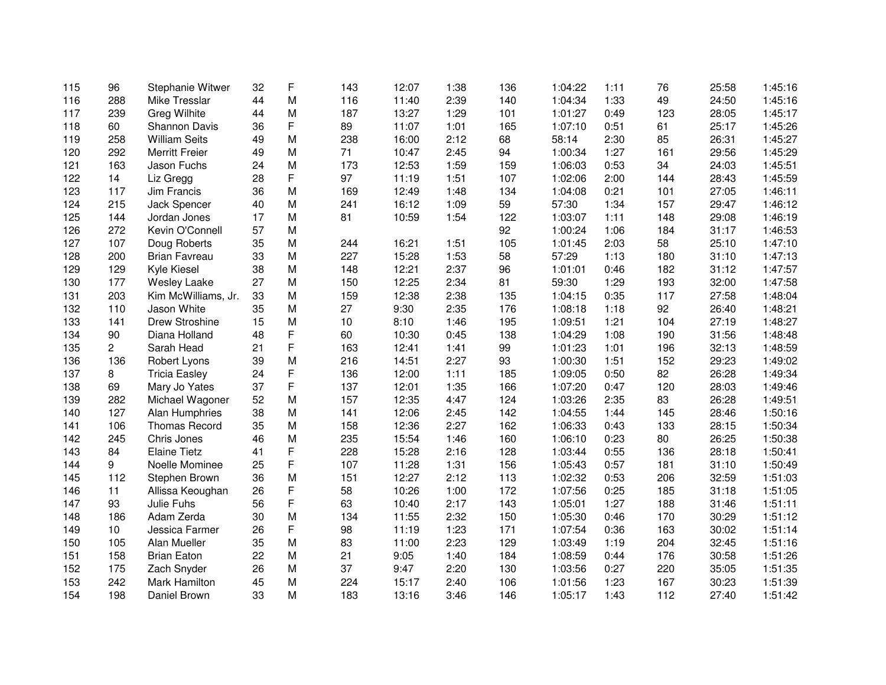| | | | | | | | | | | | | | |
|---|---|---|---|---|---|---|---|---|---|---|---|---|---|
| 115 | 96 | Stephanie Witwer | 32 | F | 143 | 12:07 | 1:38 | 136 | 1:04:22 | 1:11 | 76 | 25:58 | 1:45:16 |
| 116 | 288 | Mike Tresslar | 44 | M | 116 | 11:40 | 2:39 | 140 | 1:04:34 | 1:33 | 49 | 24:50 | 1:45:16 |
| 117 | 239 | Greg Wilhite | 44 | M | 187 | 13:27 | 1:29 | 101 | 1:01:27 | 0:49 | 123 | 28:05 | 1:45:17 |
| 118 | 60 | Shannon Davis | 36 | F | 89 | 11:07 | 1:01 | 165 | 1:07:10 | 0:51 | 61 | 25:17 | 1:45:26 |
| 119 | 258 | William Seits | 49 | M | 238 | 16:00 | 2:12 | 68 | 58:14 | 2:30 | 85 | 26:31 | 1:45:27 |
| 120 | 292 | Merritt Freier | 49 | M | 71 | 10:47 | 2:45 | 94 | 1:00:34 | 1:27 | 161 | 29:56 | 1:45:29 |
| 121 | 163 | Jason Fuchs | 24 | M | 173 | 12:53 | 1:59 | 159 | 1:06:03 | 0:53 | 34 | 24:03 | 1:45:51 |
| 122 | 14 | Liz Gregg | 28 | F | 97 | 11:19 | 1:51 | 107 | 1:02:06 | 2:00 | 144 | 28:43 | 1:45:59 |
| 123 | 117 | Jim Francis | 36 | M | 169 | 12:49 | 1:48 | 134 | 1:04:08 | 0:21 | 101 | 27:05 | 1:46:11 |
| 124 | 215 | Jack Spencer | 40 | M | 241 | 16:12 | 1:09 | 59 | 57:30 | 1:34 | 157 | 29:47 | 1:46:12 |
| 125 | 144 | Jordan Jones | 17 | M | 81 | 10:59 | 1:54 | 122 | 1:03:07 | 1:11 | 148 | 29:08 | 1:46:19 |
| 126 | 272 | Kevin O'Connell | 57 | M | | | | 92 | 1:00:24 | 1:06 | 184 | 31:17 | 1:46:53 |
| 127 | 107 | Doug Roberts | 35 | M | 244 | 16:21 | 1:51 | 105 | 1:01:45 | 2:03 | 58 | 25:10 | 1:47:10 |
| 128 | 200 | Brian Favreau | 33 | M | 227 | 15:28 | 1:53 | 58 | 57:29 | 1:13 | 180 | 31:10 | 1:47:13 |
| 129 | 129 | Kyle Kiesel | 38 | M | 148 | 12:21 | 2:37 | 96 | 1:01:01 | 0:46 | 182 | 31:12 | 1:47:57 |
| 130 | 177 | Wesley Laake | 27 | M | 150 | 12:25 | 2:34 | 81 | 59:30 | 1:29 | 193 | 32:00 | 1:47:58 |
| 131 | 203 | Kim McWilliams, Jr. | 33 | M | 159 | 12:38 | 2:38 | 135 | 1:04:15 | 0:35 | 117 | 27:58 | 1:48:04 |
| 132 | 110 | Jason White | 35 | M | 27 | 9:30 | 2:35 | 176 | 1:08:18 | 1:18 | 92 | 26:40 | 1:48:21 |
| 133 | 141 | Drew Stroshine | 15 | M | 10 | 8:10 | 1:46 | 195 | 1:09:51 | 1:21 | 104 | 27:19 | 1:48:27 |
| 134 | 90 | Diana Holland | 48 | F | 60 | 10:30 | 0:45 | 138 | 1:04:29 | 1:08 | 190 | 31:56 | 1:48:48 |
| 135 | 2 | Sarah Head | 21 | F | 163 | 12:41 | 1:41 | 99 | 1:01:23 | 1:01 | 196 | 32:13 | 1:48:59 |
| 136 | 136 | Robert Lyons | 39 | M | 216 | 14:51 | 2:27 | 93 | 1:00:30 | 1:51 | 152 | 29:23 | 1:49:02 |
| 137 | 8 | Tricia Easley | 24 | F | 136 | 12:00 | 1:11 | 185 | 1:09:05 | 0:50 | 82 | 26:28 | 1:49:34 |
| 138 | 69 | Mary Jo Yates | 37 | F | 137 | 12:01 | 1:35 | 166 | 1:07:20 | 0:47 | 120 | 28:03 | 1:49:46 |
| 139 | 282 | Michael Wagoner | 52 | M | 157 | 12:35 | 4:47 | 124 | 1:03:26 | 2:35 | 83 | 26:28 | 1:49:51 |
| 140 | 127 | Alan Humphries | 38 | M | 141 | 12:06 | 2:45 | 142 | 1:04:55 | 1:44 | 145 | 28:46 | 1:50:16 |
| 141 | 106 | Thomas Record | 35 | M | 158 | 12:36 | 2:27 | 162 | 1:06:33 | 0:43 | 133 | 28:15 | 1:50:34 |
| 142 | 245 | Chris Jones | 46 | M | 235 | 15:54 | 1:46 | 160 | 1:06:10 | 0:23 | 80 | 26:25 | 1:50:38 |
| 143 | 84 | Elaine Tietz | 41 | F | 228 | 15:28 | 2:16 | 128 | 1:03:44 | 0:55 | 136 | 28:18 | 1:50:41 |
| 144 | 9 | Noelle Mominee | 25 | F | 107 | 11:28 | 1:31 | 156 | 1:05:43 | 0:57 | 181 | 31:10 | 1:50:49 |
| 145 | 112 | Stephen Brown | 36 | M | 151 | 12:27 | 2:12 | 113 | 1:02:32 | 0:53 | 206 | 32:59 | 1:51:03 |
| 146 | 11 | Allissa Keoughan | 26 | F | 58 | 10:26 | 1:00 | 172 | 1:07:56 | 0:25 | 185 | 31:18 | 1:51:05 |
| 147 | 93 | Julie Fuhs | 56 | F | 63 | 10:40 | 2:17 | 143 | 1:05:01 | 1:27 | 188 | 31:46 | 1:51:11 |
| 148 | 186 | Adam Zerda | 30 | M | 134 | 11:55 | 2:32 | 150 | 1:05:30 | 0:46 | 170 | 30:29 | 1:51:12 |
| 149 | 10 | Jessica Farmer | 26 | F | 98 | 11:19 | 1:23 | 171 | 1:07:54 | 0:36 | 163 | 30:02 | 1:51:14 |
| 150 | 105 | Alan Mueller | 35 | M | 83 | 11:00 | 2:23 | 129 | 1:03:49 | 1:19 | 204 | 32:45 | 1:51:16 |
| 151 | 158 | Brian Eaton | 22 | M | 21 | 9:05 | 1:40 | 184 | 1:08:59 | 0:44 | 176 | 30:58 | 1:51:26 |
| 152 | 175 | Zach Snyder | 26 | M | 37 | 9:47 | 2:20 | 130 | 1:03:56 | 0:27 | 220 | 35:05 | 1:51:35 |
| 153 | 242 | Mark Hamilton | 45 | M | 224 | 15:17 | 2:40 | 106 | 1:01:56 | 1:23 | 167 | 30:23 | 1:51:39 |
| 154 | 198 | Daniel Brown | 33 | M | 183 | 13:16 | 3:46 | 146 | 1:05:17 | 1:43 | 112 | 27:40 | 1:51:42 |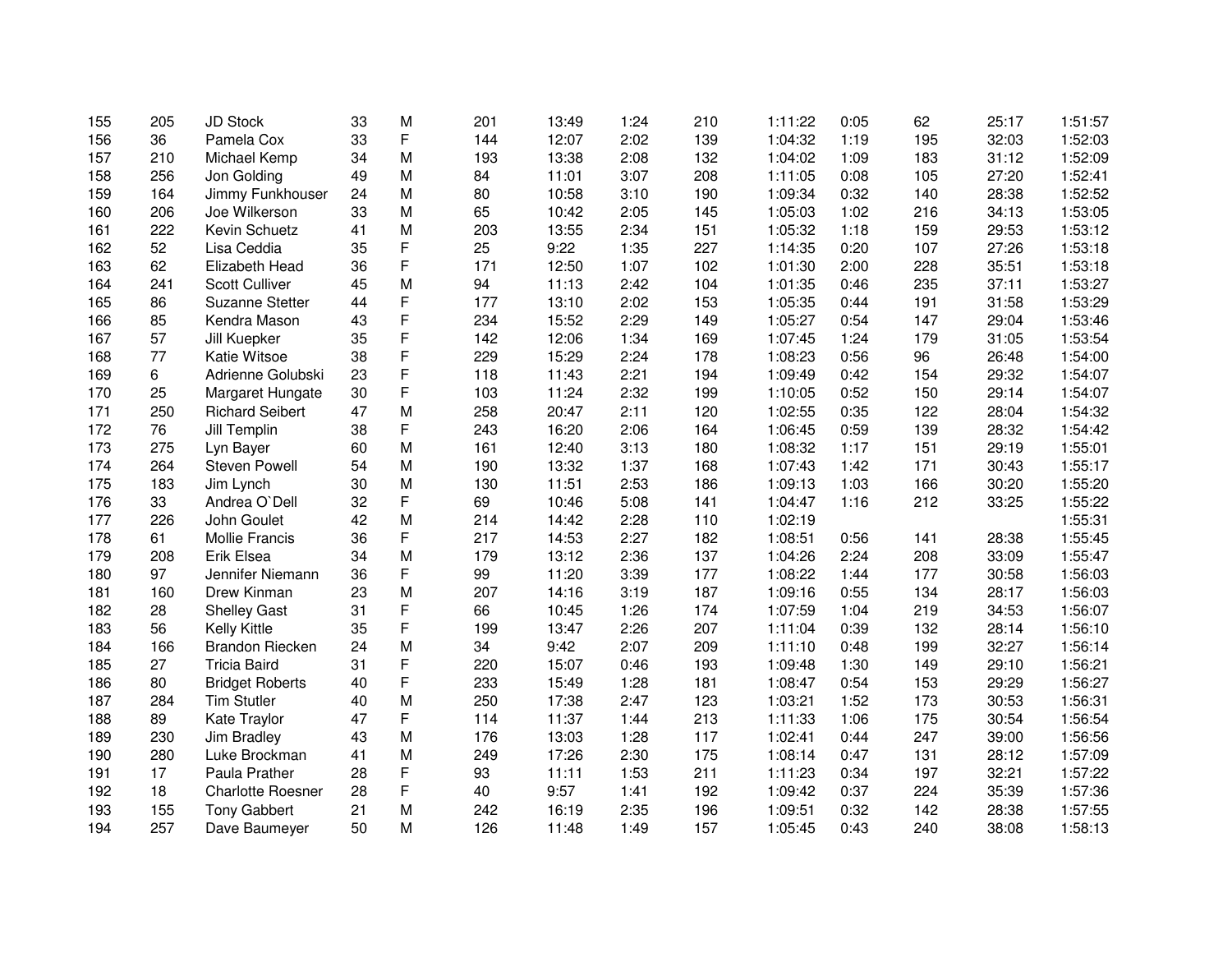| | | | | | | | | | | | | | |
|---|---|---|---|---|---|---|---|---|---|---|---|---|---|
| 155 | 205 | JD Stock | 33 | M | 201 | 13:49 | 1:24 | 210 | 1:11:22 | 0:05 | 62 | 25:17 | 1:51:57 |
| 156 | 36 | Pamela Cox | 33 | F | 144 | 12:07 | 2:02 | 139 | 1:04:32 | 1:19 | 195 | 32:03 | 1:52:03 |
| 157 | 210 | Michael Kemp | 34 | M | 193 | 13:38 | 2:08 | 132 | 1:04:02 | 1:09 | 183 | 31:12 | 1:52:09 |
| 158 | 256 | Jon Golding | 49 | M | 84 | 11:01 | 3:07 | 208 | 1:11:05 | 0:08 | 105 | 27:20 | 1:52:41 |
| 159 | 164 | Jimmy Funkhouser | 24 | M | 80 | 10:58 | 3:10 | 190 | 1:09:34 | 0:32 | 140 | 28:38 | 1:52:52 |
| 160 | 206 | Joe Wilkerson | 33 | M | 65 | 10:42 | 2:05 | 145 | 1:05:03 | 1:02 | 216 | 34:13 | 1:53:05 |
| 161 | 222 | Kevin Schuetz | 41 | M | 203 | 13:55 | 2:34 | 151 | 1:05:32 | 1:18 | 159 | 29:53 | 1:53:12 |
| 162 | 52 | Lisa Ceddia | 35 | F | 25 | 9:22 | 1:35 | 227 | 1:14:35 | 0:20 | 107 | 27:26 | 1:53:18 |
| 163 | 62 | Elizabeth Head | 36 | F | 171 | 12:50 | 1:07 | 102 | 1:01:30 | 2:00 | 228 | 35:51 | 1:53:18 |
| 164 | 241 | Scott Culliver | 45 | M | 94 | 11:13 | 2:42 | 104 | 1:01:35 | 0:46 | 235 | 37:11 | 1:53:27 |
| 165 | 86 | Suzanne Stetter | 44 | F | 177 | 13:10 | 2:02 | 153 | 1:05:35 | 0:44 | 191 | 31:58 | 1:53:29 |
| 166 | 85 | Kendra Mason | 43 | F | 234 | 15:52 | 2:29 | 149 | 1:05:27 | 0:54 | 147 | 29:04 | 1:53:46 |
| 167 | 57 | Jill Kuepker | 35 | F | 142 | 12:06 | 1:34 | 169 | 1:07:45 | 1:24 | 179 | 31:05 | 1:53:54 |
| 168 | 77 | Katie Witsoe | 38 | F | 229 | 15:29 | 2:24 | 178 | 1:08:23 | 0:56 | 96 | 26:48 | 1:54:00 |
| 169 | 6 | Adrienne Golubski | 23 | F | 118 | 11:43 | 2:21 | 194 | 1:09:49 | 0:42 | 154 | 29:32 | 1:54:07 |
| 170 | 25 | Margaret Hungate | 30 | F | 103 | 11:24 | 2:32 | 199 | 1:10:05 | 0:52 | 150 | 29:14 | 1:54:07 |
| 171 | 250 | Richard Seibert | 47 | M | 258 | 20:47 | 2:11 | 120 | 1:02:55 | 0:35 | 122 | 28:04 | 1:54:32 |
| 172 | 76 | Jill Templin | 38 | F | 243 | 16:20 | 2:06 | 164 | 1:06:45 | 0:59 | 139 | 28:32 | 1:54:42 |
| 173 | 275 | Lyn Bayer | 60 | M | 161 | 12:40 | 3:13 | 180 | 1:08:32 | 1:17 | 151 | 29:19 | 1:55:01 |
| 174 | 264 | Steven Powell | 54 | M | 190 | 13:32 | 1:37 | 168 | 1:07:43 | 1:42 | 171 | 30:43 | 1:55:17 |
| 175 | 183 | Jim Lynch | 30 | M | 130 | 11:51 | 2:53 | 186 | 1:09:13 | 1:03 | 166 | 30:20 | 1:55:20 |
| 176 | 33 | Andrea O`Dell | 32 | F | 69 | 10:46 | 5:08 | 141 | 1:04:47 | 1:16 | 212 | 33:25 | 1:55:22 |
| 177 | 226 | John Goulet | 42 | M | 214 | 14:42 | 2:28 | 110 | 1:02:19 | | | | 1:55:31 |
| 178 | 61 | Mollie Francis | 36 | F | 217 | 14:53 | 2:27 | 182 | 1:08:51 | 0:56 | 141 | 28:38 | 1:55:45 |
| 179 | 208 | Erik Elsea | 34 | M | 179 | 13:12 | 2:36 | 137 | 1:04:26 | 2:24 | 208 | 33:09 | 1:55:47 |
| 180 | 97 | Jennifer Niemann | 36 | F | 99 | 11:20 | 3:39 | 177 | 1:08:22 | 1:44 | 177 | 30:58 | 1:56:03 |
| 181 | 160 | Drew Kinman | 23 | M | 207 | 14:16 | 3:19 | 187 | 1:09:16 | 0:55 | 134 | 28:17 | 1:56:03 |
| 182 | 28 | Shelley Gast | 31 | F | 66 | 10:45 | 1:26 | 174 | 1:07:59 | 1:04 | 219 | 34:53 | 1:56:07 |
| 183 | 56 | Kelly Kittle | 35 | F | 199 | 13:47 | 2:26 | 207 | 1:11:04 | 0:39 | 132 | 28:14 | 1:56:10 |
| 184 | 166 | Brandon Riecken | 24 | M | 34 | 9:42 | 2:07 | 209 | 1:11:10 | 0:48 | 199 | 32:27 | 1:56:14 |
| 185 | 27 | Tricia Baird | 31 | F | 220 | 15:07 | 0:46 | 193 | 1:09:48 | 1:30 | 149 | 29:10 | 1:56:21 |
| 186 | 80 | Bridget Roberts | 40 | F | 233 | 15:49 | 1:28 | 181 | 1:08:47 | 0:54 | 153 | 29:29 | 1:56:27 |
| 187 | 284 | Tim Stutler | 40 | M | 250 | 17:38 | 2:47 | 123 | 1:03:21 | 1:52 | 173 | 30:53 | 1:56:31 |
| 188 | 89 | Kate Traylor | 47 | F | 114 | 11:37 | 1:44 | 213 | 1:11:33 | 1:06 | 175 | 30:54 | 1:56:54 |
| 189 | 230 | Jim Bradley | 43 | M | 176 | 13:03 | 1:28 | 117 | 1:02:41 | 0:44 | 247 | 39:00 | 1:56:56 |
| 190 | 280 | Luke Brockman | 41 | M | 249 | 17:26 | 2:30 | 175 | 1:08:14 | 0:47 | 131 | 28:12 | 1:57:09 |
| 191 | 17 | Paula Prather | 28 | F | 93 | 11:11 | 1:53 | 211 | 1:11:23 | 0:34 | 197 | 32:21 | 1:57:22 |
| 192 | 18 | Charlotte Roesner | 28 | F | 40 | 9:57 | 1:41 | 192 | 1:09:42 | 0:37 | 224 | 35:39 | 1:57:36 |
| 193 | 155 | Tony Gabbert | 21 | M | 242 | 16:19 | 2:35 | 196 | 1:09:51 | 0:32 | 142 | 28:38 | 1:57:55 |
| 194 | 257 | Dave Baumeyer | 50 | M | 126 | 11:48 | 1:49 | 157 | 1:05:45 | 0:43 | 240 | 38:08 | 1:58:13 |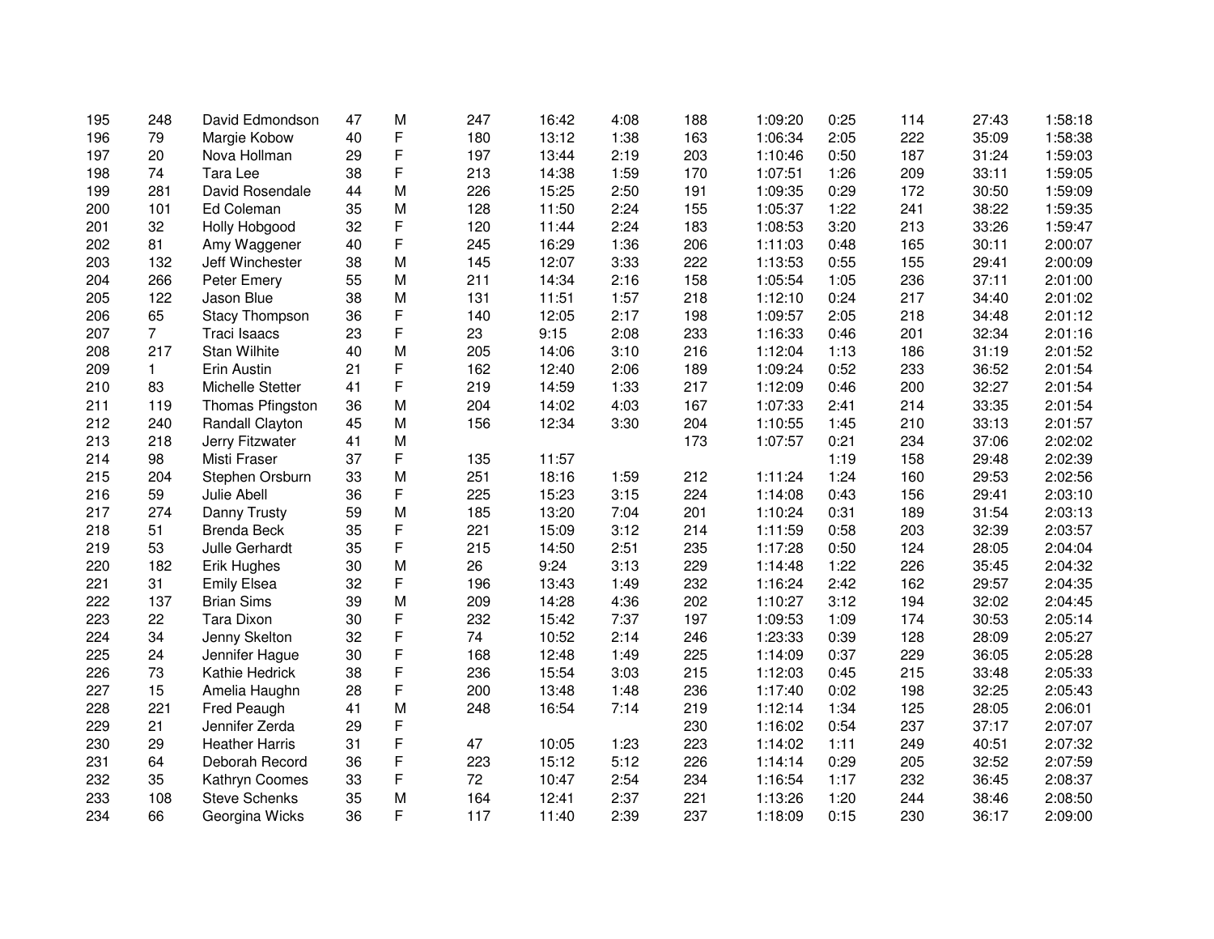| | | | | | | | | | | | | | |
|---|---|---|---|---|---|---|---|---|---|---|---|---|---|
| 195 | 248 | David Edmondson | 47 | M | 247 | 16:42 | 4:08 | 188 | 1:09:20 | 0:25 | 114 | 27:43 | 1:58:18 |
| 196 | 79 | Margie Kobow | 40 | F | 180 | 13:12 | 1:38 | 163 | 1:06:34 | 2:05 | 222 | 35:09 | 1:58:38 |
| 197 | 20 | Nova Hollman | 29 | F | 197 | 13:44 | 2:19 | 203 | 1:10:46 | 0:50 | 187 | 31:24 | 1:59:03 |
| 198 | 74 | Tara Lee | 38 | F | 213 | 14:38 | 1:59 | 170 | 1:07:51 | 1:26 | 209 | 33:11 | 1:59:05 |
| 199 | 281 | David Rosendale | 44 | M | 226 | 15:25 | 2:50 | 191 | 1:09:35 | 0:29 | 172 | 30:50 | 1:59:09 |
| 200 | 101 | Ed Coleman | 35 | M | 128 | 11:50 | 2:24 | 155 | 1:05:37 | 1:22 | 241 | 38:22 | 1:59:35 |
| 201 | 32 | Holly Hobgood | 32 | F | 120 | 11:44 | 2:24 | 183 | 1:08:53 | 3:20 | 213 | 33:26 | 1:59:47 |
| 202 | 81 | Amy Waggener | 40 | F | 245 | 16:29 | 1:36 | 206 | 1:11:03 | 0:48 | 165 | 30:11 | 2:00:07 |
| 203 | 132 | Jeff Winchester | 38 | M | 145 | 12:07 | 3:33 | 222 | 1:13:53 | 0:55 | 155 | 29:41 | 2:00:09 |
| 204 | 266 | Peter Emery | 55 | M | 211 | 14:34 | 2:16 | 158 | 1:05:54 | 1:05 | 236 | 37:11 | 2:01:00 |
| 205 | 122 | Jason Blue | 38 | M | 131 | 11:51 | 1:57 | 218 | 1:12:10 | 0:24 | 217 | 34:40 | 2:01:02 |
| 206 | 65 | Stacy Thompson | 36 | F | 140 | 12:05 | 2:17 | 198 | 1:09:57 | 2:05 | 218 | 34:48 | 2:01:12 |
| 207 | 7 | Traci Isaacs | 23 | F | 23 | 9:15 | 2:08 | 233 | 1:16:33 | 0:46 | 201 | 32:34 | 2:01:16 |
| 208 | 217 | Stan Wilhite | 40 | M | 205 | 14:06 | 3:10 | 216 | 1:12:04 | 1:13 | 186 | 31:19 | 2:01:52 |
| 209 | 1 | Erin Austin | 21 | F | 162 | 12:40 | 2:06 | 189 | 1:09:24 | 0:52 | 233 | 36:52 | 2:01:54 |
| 210 | 83 | Michelle Stetter | 41 | F | 219 | 14:59 | 1:33 | 217 | 1:12:09 | 0:46 | 200 | 32:27 | 2:01:54 |
| 211 | 119 | Thomas Pfingston | 36 | M | 204 | 14:02 | 4:03 | 167 | 1:07:33 | 2:41 | 214 | 33:35 | 2:01:54 |
| 212 | 240 | Randall Clayton | 45 | M | 156 | 12:34 | 3:30 | 204 | 1:10:55 | 1:45 | 210 | 33:13 | 2:01:57 |
| 213 | 218 | Jerry Fitzwater | 41 | M | | | | 173 | 1:07:57 | 0:21 | 234 | 37:06 | 2:02:02 |
| 214 | 98 | Misti Fraser | 37 | F | 135 | 11:57 | | | | 1:19 | 158 | 29:48 | 2:02:39 |
| 215 | 204 | Stephen Orsburn | 33 | M | 251 | 18:16 | 1:59 | 212 | 1:11:24 | 1:24 | 160 | 29:53 | 2:02:56 |
| 216 | 59 | Julie Abell | 36 | F | 225 | 15:23 | 3:15 | 224 | 1:14:08 | 0:43 | 156 | 29:41 | 2:03:10 |
| 217 | 274 | Danny Trusty | 59 | M | 185 | 13:20 | 7:04 | 201 | 1:10:24 | 0:31 | 189 | 31:54 | 2:03:13 |
| 218 | 51 | Brenda Beck | 35 | F | 221 | 15:09 | 3:12 | 214 | 1:11:59 | 0:58 | 203 | 32:39 | 2:03:57 |
| 219 | 53 | Julle Gerhardt | 35 | F | 215 | 14:50 | 2:51 | 235 | 1:17:28 | 0:50 | 124 | 28:05 | 2:04:04 |
| 220 | 182 | Erik Hughes | 30 | M | 26 | 9:24 | 3:13 | 229 | 1:14:48 | 1:22 | 226 | 35:45 | 2:04:32 |
| 221 | 31 | Emily Elsea | 32 | F | 196 | 13:43 | 1:49 | 232 | 1:16:24 | 2:42 | 162 | 29:57 | 2:04:35 |
| 222 | 137 | Brian Sims | 39 | M | 209 | 14:28 | 4:36 | 202 | 1:10:27 | 3:12 | 194 | 32:02 | 2:04:45 |
| 223 | 22 | Tara Dixon | 30 | F | 232 | 15:42 | 7:37 | 197 | 1:09:53 | 1:09 | 174 | 30:53 | 2:05:14 |
| 224 | 34 | Jenny Skelton | 32 | F | 74 | 10:52 | 2:14 | 246 | 1:23:33 | 0:39 | 128 | 28:09 | 2:05:27 |
| 225 | 24 | Jennifer Hague | 30 | F | 168 | 12:48 | 1:49 | 225 | 1:14:09 | 0:37 | 229 | 36:05 | 2:05:28 |
| 226 | 73 | Kathie Hedrick | 38 | F | 236 | 15:54 | 3:03 | 215 | 1:12:03 | 0:45 | 215 | 33:48 | 2:05:33 |
| 227 | 15 | Amelia Haughn | 28 | F | 200 | 13:48 | 1:48 | 236 | 1:17:40 | 0:02 | 198 | 32:25 | 2:05:43 |
| 228 | 221 | Fred Peaugh | 41 | M | 248 | 16:54 | 7:14 | 219 | 1:12:14 | 1:34 | 125 | 28:05 | 2:06:01 |
| 229 | 21 | Jennifer Zerda | 29 | F | | | | 230 | 1:16:02 | 0:54 | 237 | 37:17 | 2:07:07 |
| 230 | 29 | Heather Harris | 31 | F | 47 | 10:05 | 1:23 | 223 | 1:14:02 | 1:11 | 249 | 40:51 | 2:07:32 |
| 231 | 64 | Deborah Record | 36 | F | 223 | 15:12 | 5:12 | 226 | 1:14:14 | 0:29 | 205 | 32:52 | 2:07:59 |
| 232 | 35 | Kathryn Coomes | 33 | F | 72 | 10:47 | 2:54 | 234 | 1:16:54 | 1:17 | 232 | 36:45 | 2:08:37 |
| 233 | 108 | Steve Schenks | 35 | M | 164 | 12:41 | 2:37 | 221 | 1:13:26 | 1:20 | 244 | 38:46 | 2:08:50 |
| 234 | 66 | Georgina Wicks | 36 | F | 117 | 11:40 | 2:39 | 237 | 1:18:09 | 0:15 | 230 | 36:17 | 2:09:00 |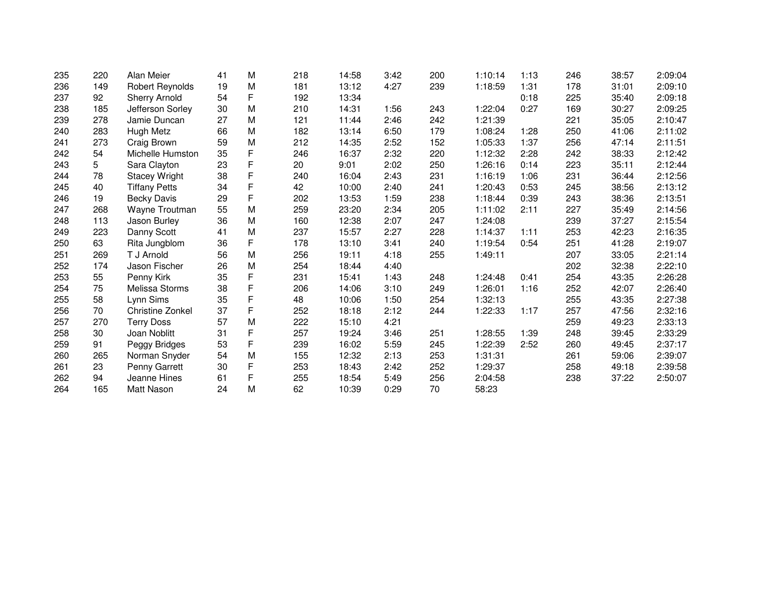| | | | | | | | | | | | | | |
|---|---|---|---|---|---|---|---|---|---|---|---|---|---|
| 235 | 220 | Alan Meier | 41 | M | 218 | 14:58 | 3:42 | 200 | 1:10:14 | 1:13 | 246 | 38:57 | 2:09:04 |
| 236 | 149 | Robert Reynolds | 19 | M | 181 | 13:12 | 4:27 | 239 | 1:18:59 | 1:31 | 178 | 31:01 | 2:09:10 |
| 237 | 92 | Sherry Arnold | 54 | F | 192 | 13:34 | | | | 0:18 | 225 | 35:40 | 2:09:18 |
| 238 | 185 | Jefferson Sorley | 30 | M | 210 | 14:31 | 1:56 | 243 | 1:22:04 | 0:27 | 169 | 30:27 | 2:09:25 |
| 239 | 278 | Jamie Duncan | 27 | M | 121 | 11:44 | 2:46 | 242 | 1:21:39 | | 221 | 35:05 | 2:10:47 |
| 240 | 283 | Hugh Metz | 66 | M | 182 | 13:14 | 6:50 | 179 | 1:08:24 | 1:28 | 250 | 41:06 | 2:11:02 |
| 241 | 273 | Craig Brown | 59 | M | 212 | 14:35 | 2:52 | 152 | 1:05:33 | 1:37 | 256 | 47:14 | 2:11:51 |
| 242 | 54 | Michelle Humston | 35 | F | 246 | 16:37 | 2:32 | 220 | 1:12:32 | 2:28 | 242 | 38:33 | 2:12:42 |
| 243 | 5 | Sara Clayton | 23 | F | 20 | 9:01 | 2:02 | 250 | 1:26:16 | 0:14 | 223 | 35:11 | 2:12:44 |
| 244 | 78 | Stacey Wright | 38 | F | 240 | 16:04 | 2:43 | 231 | 1:16:19 | 1:06 | 231 | 36:44 | 2:12:56 |
| 245 | 40 | Tiffany Petts | 34 | F | 42 | 10:00 | 2:40 | 241 | 1:20:43 | 0:53 | 245 | 38:56 | 2:13:12 |
| 246 | 19 | Becky Davis | 29 | F | 202 | 13:53 | 1:59 | 238 | 1:18:44 | 0:39 | 243 | 38:36 | 2:13:51 |
| 247 | 268 | Wayne Troutman | 55 | M | 259 | 23:20 | 2:34 | 205 | 1:11:02 | 2:11 | 227 | 35:49 | 2:14:56 |
| 248 | 113 | Jason Burley | 36 | M | 160 | 12:38 | 2:07 | 247 | 1:24:08 | | 239 | 37:27 | 2:15:54 |
| 249 | 223 | Danny Scott | 41 | M | 237 | 15:57 | 2:27 | 228 | 1:14:37 | 1:11 | 253 | 42:23 | 2:16:35 |
| 250 | 63 | Rita Jungblom | 36 | F | 178 | 13:10 | 3:41 | 240 | 1:19:54 | 0:54 | 251 | 41:28 | 2:19:07 |
| 251 | 269 | T J Arnold | 56 | M | 256 | 19:11 | 4:18 | 255 | 1:49:11 | | 207 | 33:05 | 2:21:14 |
| 252 | 174 | Jason Fischer | 26 | M | 254 | 18:44 | 4:40 | | | | 202 | 32:38 | 2:22:10 |
| 253 | 55 | Penny Kirk | 35 | F | 231 | 15:41 | 1:43 | 248 | 1:24:48 | 0:41 | 254 | 43:35 | 2:26:28 |
| 254 | 75 | Melissa Storms | 38 | F | 206 | 14:06 | 3:10 | 249 | 1:26:01 | 1:16 | 252 | 42:07 | 2:26:40 |
| 255 | 58 | Lynn Sims | 35 | F | 48 | 10:06 | 1:50 | 254 | 1:32:13 | | 255 | 43:35 | 2:27:38 |
| 256 | 70 | Christine Zonkel | 37 | F | 252 | 18:18 | 2:12 | 244 | 1:22:33 | 1:17 | 257 | 47:56 | 2:32:16 |
| 257 | 270 | Terry Doss | 57 | M | 222 | 15:10 | 4:21 | | | | 259 | 49:23 | 2:33:13 |
| 258 | 30 | Joan Noblitt | 31 | F | 257 | 19:24 | 3:46 | 251 | 1:28:55 | 1:39 | 248 | 39:45 | 2:33:29 |
| 259 | 91 | Peggy Bridges | 53 | F | 239 | 16:02 | 5:59 | 245 | 1:22:39 | 2:52 | 260 | 49:45 | 2:37:17 |
| 260 | 265 | Norman Snyder | 54 | M | 155 | 12:32 | 2:13 | 253 | 1:31:31 | | 261 | 59:06 | 2:39:07 |
| 261 | 23 | Penny Garrett | 30 | F | 253 | 18:43 | 2:42 | 252 | 1:29:37 | | 258 | 49:18 | 2:39:58 |
| 262 | 94 | Jeanne Hines | 61 | F | 255 | 18:54 | 5:49 | 256 | 2:04:58 | | 238 | 37:22 | 2:50:07 |
| 264 | 165 | Matt Nason | 24 | M | 62 | 10:39 | 0:29 | 70 | 58:23 | | | | |